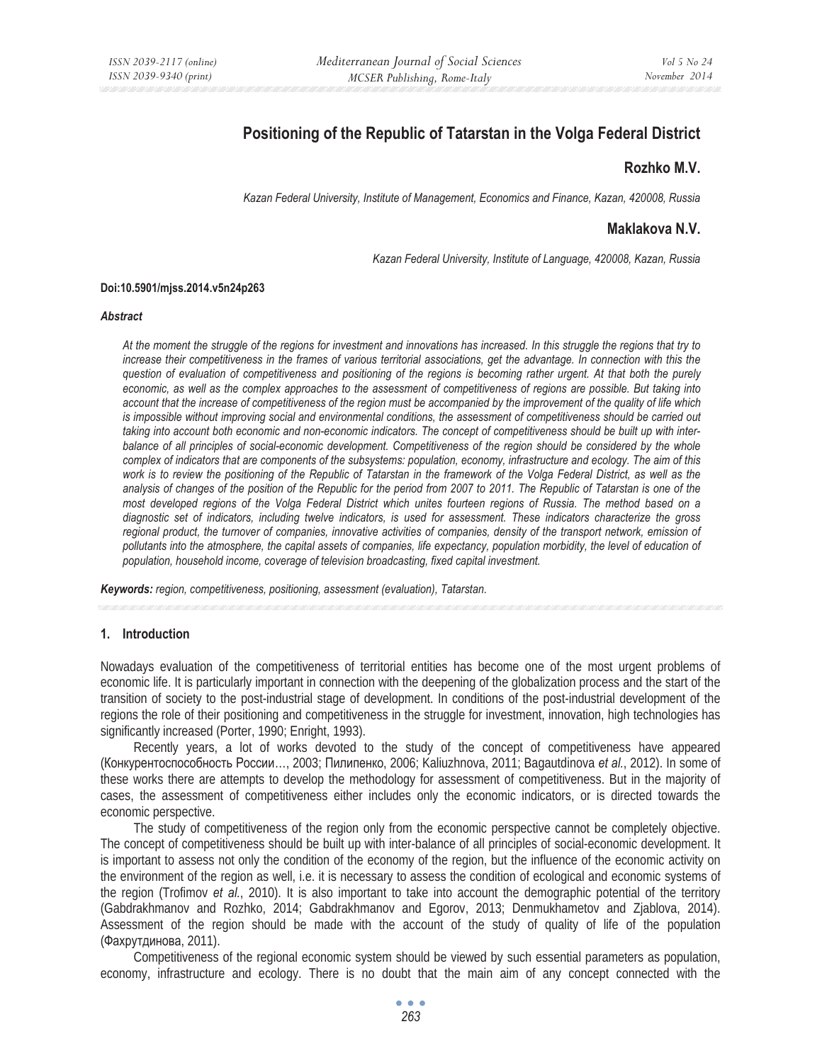# Positioning of the Republic of Tatarstan in the Volga Federal District

## Rozhko M.V.

*Kazan Federal University, Institute of Management, Economics and Finance, Kazan, 420008, Russia*

## Maklakova N.V.

*Kazan Federal University, Institute of Language, 420008, Kazan, Russia*

**Doi:10.5901/mjss.2014.v5n24p263**

***Abstract***

*At the moment the struggle of the regions for investment and innovations has increased. In this struggle the regions that try to increase their competitiveness in the frames of various territorial associations, get the advantage. In connection with this the question of evaluation of competitiveness and positioning of the regions is becoming rather urgent. At that both the purely economic, as well as the complex approaches to the assessment of competitiveness of regions are possible. But taking into account that the increase of competitiveness of the region must be accompanied by the improvement of the quality of life which is impossible without improving social and environmental conditions, the assessment of competitiveness should be carried out taking into account both economic and non-economic indicators. The concept of competitiveness should be built up with inter-balance of all principles of social-economic development. Competitiveness of the region should be considered by the whole complex of indicators that are components of the subsystems: population, economy, infrastructure and ecology. The aim of this work is to review the positioning of the Republic of Tatarstan in the framework of the Volga Federal District, as well as the analysis of changes of the position of the Republic for the period from 2007 to 2011. The Republic of Tatarstan is one of the most developed regions of the Volga Federal District which unites fourteen regions of Russia. The method based on a diagnostic set of indicators, including twelve indicators, is used for assessment. These indicators characterize the gross regional product, the turnover of companies, innovative activities of companies, density of the transport network, emission of pollutants into the atmosphere, the capital assets of companies, life expectancy, population morbidity, the level of education of population, household income, coverage of television broadcasting, fixed capital investment.*

***Keywords:*** *region, competitiveness, positioning, assessment (evaluation), Tatarstan.*

## 1. Introduction

Nowadays evaluation of the competitiveness of territorial entities has become one of the most urgent problems of economic life. It is particularly important in connection with the deepening of the globalization process and the start of the transition of society to the post-industrial stage of development. In conditions of the post-industrial development of the regions the role of their positioning and competitiveness in the struggle for investment, innovation, high technologies has significantly increased (Porter, 1990; Enright, 1993).

Recently years, a lot of works devoted to the study of the concept of competitiveness have appeared (Конкурентоспособность России…, 2003; Пилипенко, 2006; Kaliuzhnova, 2011; Bagautdinova *et al.*, 2012). In some of these works there are attempts to develop the methodology for assessment of competitiveness. But in the majority of cases, the assessment of competitiveness either includes only the economic indicators, or is directed towards the economic perspective.

The study of competitiveness of the region only from the economic perspective cannot be completely objective. The concept of competitiveness should be built up with inter-balance of all principles of social-economic development. It is important to assess not only the condition of the economy of the region, but the influence of the economic activity on the environment of the region as well, i.e. it is necessary to assess the condition of ecological and economic systems of the region (Trofimov *et al.*, 2010). It is also important to take into account the demographic potential of the territory (Gabdrakhmanov and Rozhko, 2014; Gabdrakhmanov and Egorov, 2013; Denmukhametov and Zjablova, 2014). Assessment of the region should be made with the account of the study of quality of life of the population (Фахрутдинова, 2011).

Competitiveness of the regional economic system should be viewed by such essential parameters as population, economy, infrastructure and ecology. There is no doubt that the main aim of any concept connected with the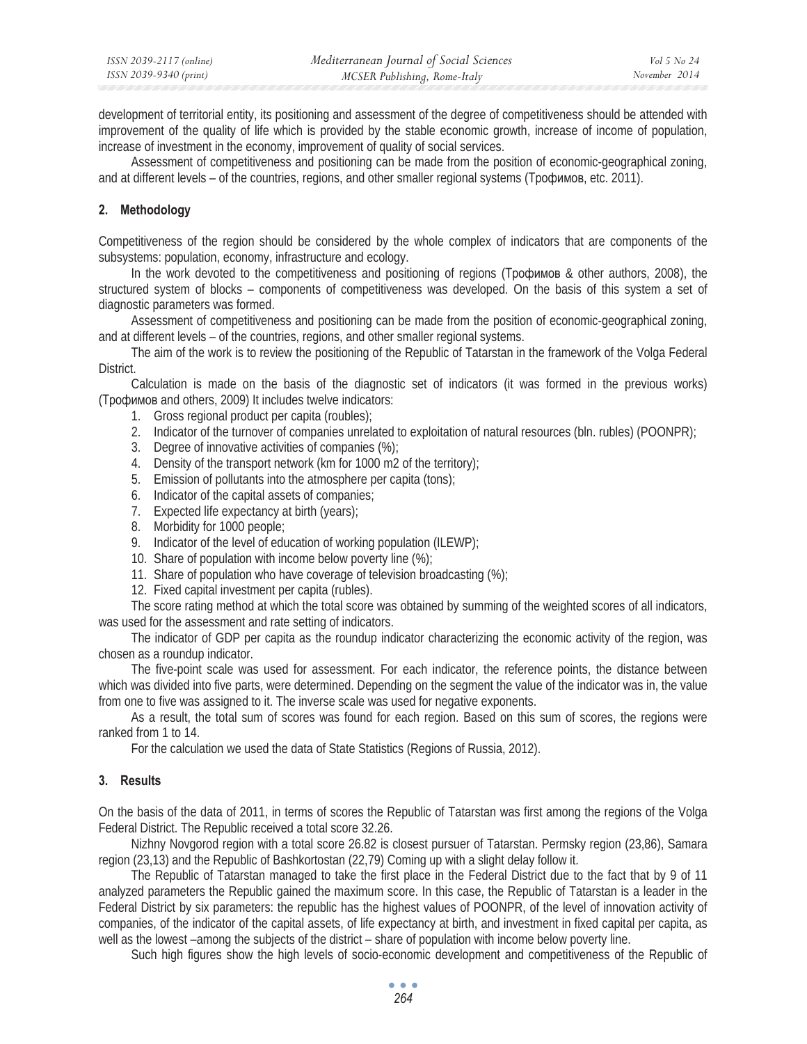development of territorial entity, its positioning and assessment of the degree of competitiveness should be attended with improvement of the quality of life which is provided by the stable economic growth, increase of income of population, increase of investment in the economy, improvement of quality of social services.

Assessment of competitiveness and positioning can be made from the position of economic-geographical zoning, and at different levels – of the countries, regions, and other smaller regional systems (Трофимов, etc. 2011).

## 2. Methodology

Competitiveness of the region should be considered by the whole complex of indicators that are components of the subsystems: population, economy, infrastructure and ecology.

In the work devoted to the competitiveness and positioning of regions (Трофимов & other authors, 2008), the structured system of blocks – components of competitiveness was developed. On the basis of this system a set of diagnostic parameters was formed.

Assessment of competitiveness and positioning can be made from the position of economic-geographical zoning, and at different levels – of the countries, regions, and other smaller regional systems.

The aim of the work is to review the positioning of the Republic of Tatarstan in the framework of the Volga Federal District.

Calculation is made on the basis of the diagnostic set of indicators (it was formed in the previous works) (Трофимов and others, 2009) It includes twelve indicators:

1. Gross regional product per capita (roubles);
2. Indicator of the turnover of companies unrelated to exploitation of natural resources (bln. rubles) (POONPR);
3. Degree of innovative activities of companies (%);
4. Density of the transport network (km for 1000 m2 of the territory);
5. Emission of pollutants into the atmosphere per capita (tons);
6. Indicator of the capital assets of companies;
7. Expected life expectancy at birth (years);
8. Morbidity for 1000 people;
9. Indicator of the level of education of working population (ILEWP);
10. Share of population with income below poverty line (%);
11. Share of population who have coverage of television broadcasting (%);
12. Fixed capital investment per capita (rubles).

The score rating method at which the total score was obtained by summing of the weighted scores of all indicators, was used for the assessment and rate setting of indicators.

The indicator of GDP per capita as the roundup indicator characterizing the economic activity of the region, was chosen as a roundup indicator.

The five-point scale was used for assessment. For each indicator, the reference points, the distance between which was divided into five parts, were determined. Depending on the segment the value of the indicator was in, the value from one to five was assigned to it. The inverse scale was used for negative exponents.

As a result, the total sum of scores was found for each region. Based on this sum of scores, the regions were ranked from 1 to 14.

For the calculation we used the data of State Statistics (Regions of Russia, 2012).

## 3. Results

On the basis of the data of 2011, in terms of scores the Republic of Tatarstan was first among the regions of the Volga Federal District. The Republic received a total score 32.26.

Nizhny Novgorod region with a total score 26.82 is closest pursuer of Tatarstan. Permsky region (23,86), Samara region (23,13) and the Republic of Bashkortostan (22,79) Coming up with a slight delay follow it.

The Republic of Tatarstan managed to take the first place in the Federal District due to the fact that by 9 of 11 analyzed parameters the Republic gained the maximum score. In this case, the Republic of Tatarstan is a leader in the Federal District by six parameters: the republic has the highest values of POONPR, of the level of innovation activity of companies, of the indicator of the capital assets, of life expectancy at birth, and investment in fixed capital per capita, as well as the lowest –among the subjects of the district – share of population with income below poverty line.

Such high figures show the high levels of socio-economic development and competitiveness of the Republic of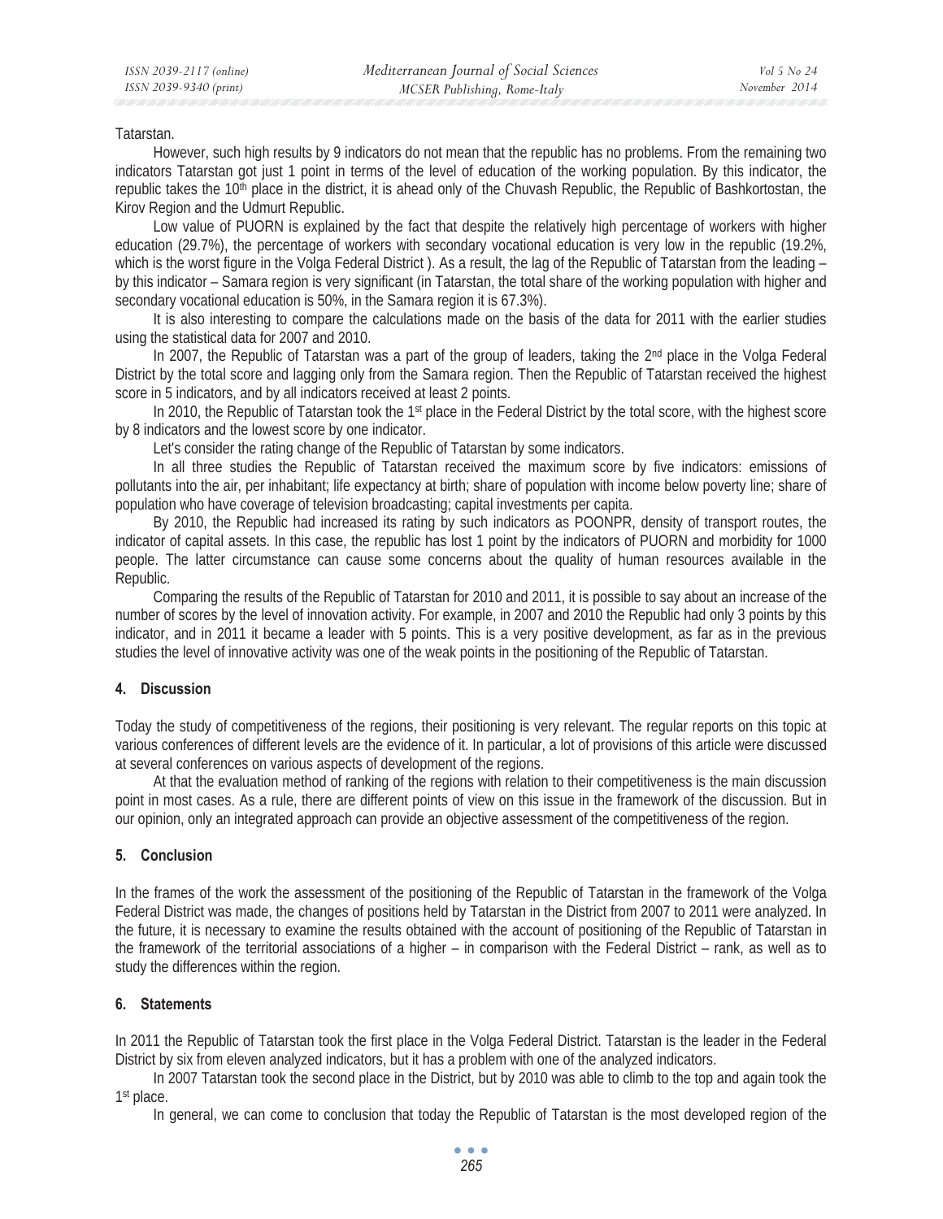Tatarstan.

However, such high results by 9 indicators do not mean that the republic has no problems. From the remaining two indicators Tatarstan got just 1 point in terms of the level of education of the working population. By this indicator, the republic takes the 10th place in the district, it is ahead only of the Chuvash Republic, the Republic of Bashkortostan, the Kirov Region and the Udmurt Republic.

Low value of PUORN is explained by the fact that despite the relatively high percentage of workers with higher education (29.7%), the percentage of workers with secondary vocational education is very low in the republic (19.2%, which is the worst figure in the Volga Federal District ). As a result, the lag of the Republic of Tatarstan from the leading – by this indicator – Samara region is very significant (in Tatarstan, the total share of the working population with higher and secondary vocational education is 50%, in the Samara region it is 67.3%).

It is also interesting to compare the calculations made on the basis of the data for 2011 with the earlier studies using the statistical data for 2007 and 2010.

In 2007, the Republic of Tatarstan was a part of the group of leaders, taking the 2nd place in the Volga Federal District by the total score and lagging only from the Samara region. Then the Republic of Tatarstan received the highest score in 5 indicators, and by all indicators received at least 2 points.

In 2010, the Republic of Tatarstan took the 1st place in the Federal District by the total score, with the highest score by 8 indicators and the lowest score by one indicator.

Let's consider the rating change of the Republic of Tatarstan by some indicators.

In all three studies the Republic of Tatarstan received the maximum score by five indicators: emissions of pollutants into the air, per inhabitant; life expectancy at birth; share of population with income below poverty line; share of population who have coverage of television broadcasting; capital investments per capita.

By 2010, the Republic had increased its rating by such indicators as POONPR, density of transport routes, the indicator of capital assets. In this case, the republic has lost 1 point by the indicators of PUORN and morbidity for 1000 people. The latter circumstance can cause some concerns about the quality of human resources available in the Republic.

Comparing the results of the Republic of Tatarstan for 2010 and 2011, it is possible to say about an increase of the number of scores by the level of innovation activity. For example, in 2007 and 2010 the Republic had only 3 points by this indicator, and in 2011 it became a leader with 5 points. This is a very positive development, as far as in the previous studies the level of innovative activity was one of the weak points in the positioning of the Republic of Tatarstan.

## 4. Discussion

Today the study of competitiveness of the regions, their positioning is very relevant. The regular reports on this topic at various conferences of different levels are the evidence of it. In particular, a lot of provisions of this article were discussed at several conferences on various aspects of development of the regions.

At that the evaluation method of ranking of the regions with relation to their competitiveness is the main discussion point in most cases. As a rule, there are different points of view on this issue in the framework of the discussion. But in our opinion, only an integrated approach can provide an objective assessment of the competitiveness of the region.

## 5. Conclusion

In the frames of the work the assessment of the positioning of the Republic of Tatarstan in the framework of the Volga Federal District was made, the changes of positions held by Tatarstan in the District from 2007 to 2011 were analyzed. In the future, it is necessary to examine the results obtained with the account of positioning of the Republic of Tatarstan in the framework of the territorial associations of a higher – in comparison with the Federal District – rank, as well as to study the differences within the region.

## 6. Statements

In 2011 the Republic of Tatarstan took the first place in the Volga Federal District. Tatarstan is the leader in the Federal District by six from eleven analyzed indicators, but it has a problem with one of the analyzed indicators.

In 2007 Tatarstan took the second place in the District, but by 2010 was able to climb to the top and again took the 1st place.

In general, we can come to conclusion that today the Republic of Tatarstan is the most developed region of the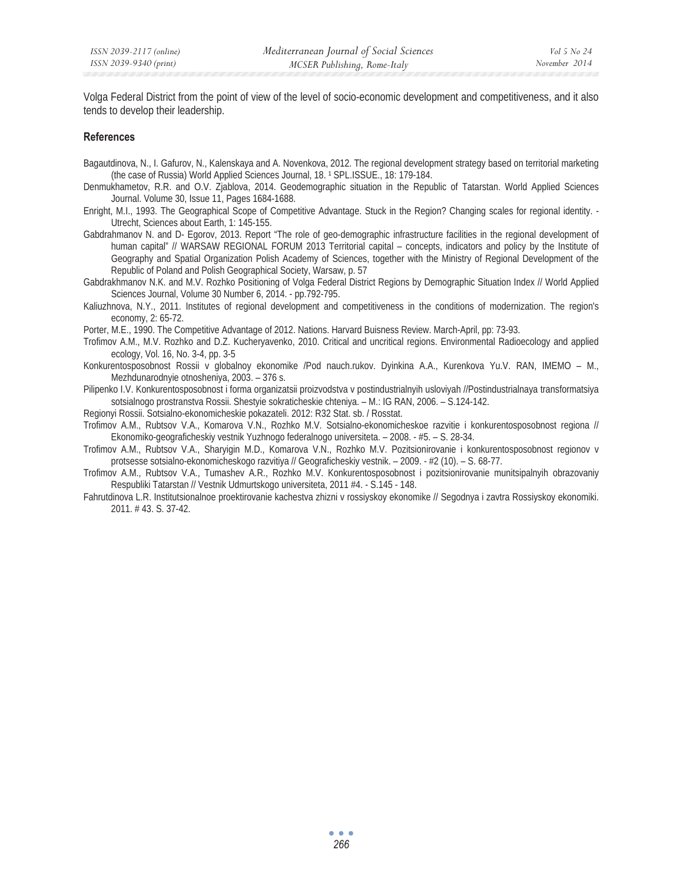Volga Federal District from the point of view of the level of socio-economic development and competitiveness, and it also tends to develop their leadership.

### References

Bagautdinova, N., I. Gafurov, N., Kalenskaya and A. Novenkova, 2012. The regional development strategy based on territorial marketing (the case of Russia) World Applied Sciences Journal, 18. ¹ SPL.ISSUE., 18: 179-184.

Denmukhametov, R.R. and O.V. Zjablova, 2014. Geodemographic situation in the Republic of Tatarstan. World Applied Sciences Journal. Volume 30, Issue 11, Pages 1684-1688.

Enright, M.I., 1993. The Geographical Scope of Competitive Advantage. Stuck in the Region? Changing scales for regional identity. - Utrecht, Sciences about Earth, 1: 145-155.

Gabdrahmanov N. and D- Egorov, 2013. Report "The role of geo-demographic infrastructure facilities in the regional development of human capital" // WARSAW REGIONAL FORUM 2013 Territorial capital – concepts, indicators and policy by the Institute of Geography and Spatial Organization Polish Academy of Sciences, together with the Ministry of Regional Development of the Republic of Poland and Polish Geographical Society, Warsaw, p. 57

Gabdrakhmanov N.K. and M.V. Rozhko Positioning of Volga Federal District Regions by Demographic Situation Index // World Applied Sciences Journal, Volume 30 Number 6, 2014. - pp.792-795.

Kaliuzhnova, N.Y., 2011. Institutes of regional development and competitiveness in the conditions of modernization. The region's economy, 2: 65-72.

Porter, M.E., 1990. The Competitive Advantage of 2012. Nations. Harvard Buisness Review. March-April, pp: 73-93.

Trofimov A.M., M.V. Rozhko and D.Z. Kucheryavenko, 2010. Critical and uncritical regions. Environmental Radioecology and applied ecology, Vol. 16, No. 3-4, pp. 3-5

Konkurentosposobnost Rossii v globalnoy ekonomike /Pod nauch.rukov. Dyinkina A.A., Kurenkova Yu.V. RAN, IMEMO – M., Mezhdunarodnyie otnosheniya, 2003. – 376 s.

Pilipenko I.V. Konkurentosposobnost i forma organizatsii proizvodstva v postindustrialnyih usloviyah //Postindustrialnaya transformatsiya sotsialnogo prostranstva Rossii. Shestyie sokraticheskie chteniya. – M.: IG RAN, 2006. – S.124-142.

Regionyi Rossii. Sotsialno-ekonomicheskie pokazateli. 2012: R32 Stat. sb. / Rosstat.

Trofimov A.M., Rubtsov V.A., Komarova V.N., Rozhko M.V. Sotsialno-ekonomicheskoe razvitie i konkurentosposobnost regiona // Ekonomiko-geograficheskiy vestnik Yuzhnogo federalnogo universiteta. – 2008. - #5. – S. 28-34.

Trofimov A.M., Rubtsov V.A., Sharyigin M.D., Komarova V.N., Rozhko M.V. Pozitsionirovanie i konkurentosposobnost regionov v protsesse sotsialno-ekonomicheskogo razvitiya // Geograficheskiy vestnik. – 2009. - #2 (10). – S. 68-77.

Trofimov A.M., Rubtsov V.A., Tumashev A.R., Rozhko M.V. Konkurentosposobnost i pozitsionirovanie munitsipalnyih obrazovaniy Respubliki Tatarstan // Vestnik Udmurtskogo universiteta, 2011 #4. - S.145 - 148.

Fahrutdinova L.R. Institutsionalnoe proektirovanie kachestva zhizni v rossiyskoy ekonomike // Segodnya i zavtra Rossiyskoy ekonomiki. 2011. # 43. S. 37-42.